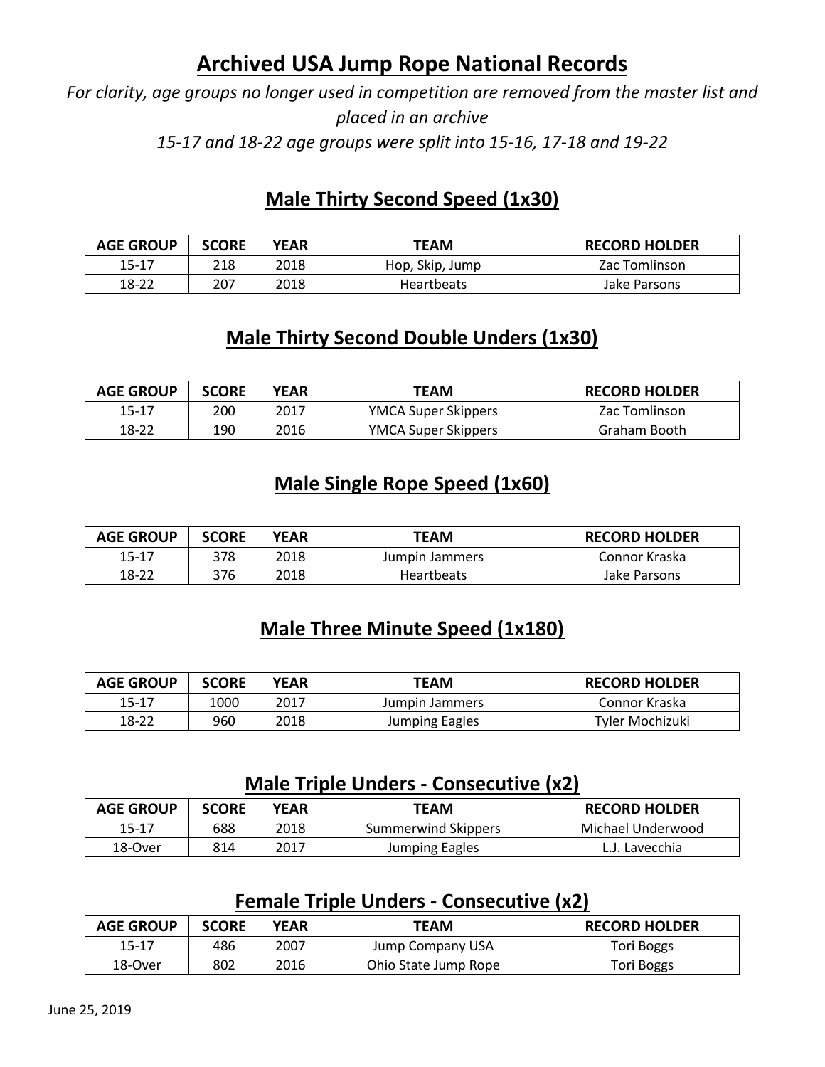# Archived USA Jump Rope National Records

*For clarity, age groups no longer used in competition are removed from the master list and placed in an archive*

*15-17 and 18-22 age groups were split into 15-16, 17-18 and 19-22*

## Male Thirty Second Speed (1x30)

| AGE GROUP | SCORE | YEAR | TEAM | RECORD HOLDER |
|---|---|---|---|---|
| 15-17 | 218 | 2018 | Hop, Skip, Jump | Zac Tomlinson |
| 18-22 | 207 | 2018 | Heartbeats | Jake Parsons |

## Male Thirty Second Double Unders (1x30)

| AGE GROUP | SCORE | YEAR | TEAM | RECORD HOLDER |
|---|---|---|---|---|
| 15-17 | 200 | 2017 | YMCA Super Skippers | Zac Tomlinson |
| 18-22 | 190 | 2016 | YMCA Super Skippers | Graham Booth |

## Male Single Rope Speed (1x60)

| AGE GROUP | SCORE | YEAR | TEAM | RECORD HOLDER |
|---|---|---|---|---|
| 15-17 | 378 | 2018 | Jumpin Jammers | Connor Kraska |
| 18-22 | 376 | 2018 | Heartbeats | Jake Parsons |

## Male Three Minute Speed (1x180)

| AGE GROUP | SCORE | YEAR | TEAM | RECORD HOLDER |
|---|---|---|---|---|
| 15-17 | 1000 | 2017 | Jumpin Jammers | Connor Kraska |
| 18-22 | 960 | 2018 | Jumping Eagles | Tyler Mochizuki |

## Male Triple Unders - Consecutive (x2)

| AGE GROUP | SCORE | YEAR | TEAM | RECORD HOLDER |
|---|---|---|---|---|
| 15-17 | 688 | 2018 | Summerwind Skippers | Michael Underwood |
| 18-Over | 814 | 2017 | Jumping Eagles | L.J. Lavecchia |

## Female Triple Unders - Consecutive (x2)

| AGE GROUP | SCORE | YEAR | TEAM | RECORD HOLDER |
|---|---|---|---|---|
| 15-17 | 486 | 2007 | Jump Company USA | Tori Boggs |
| 18-Over | 802 | 2016 | Ohio State Jump Rope | Tori Boggs |

June 25, 2019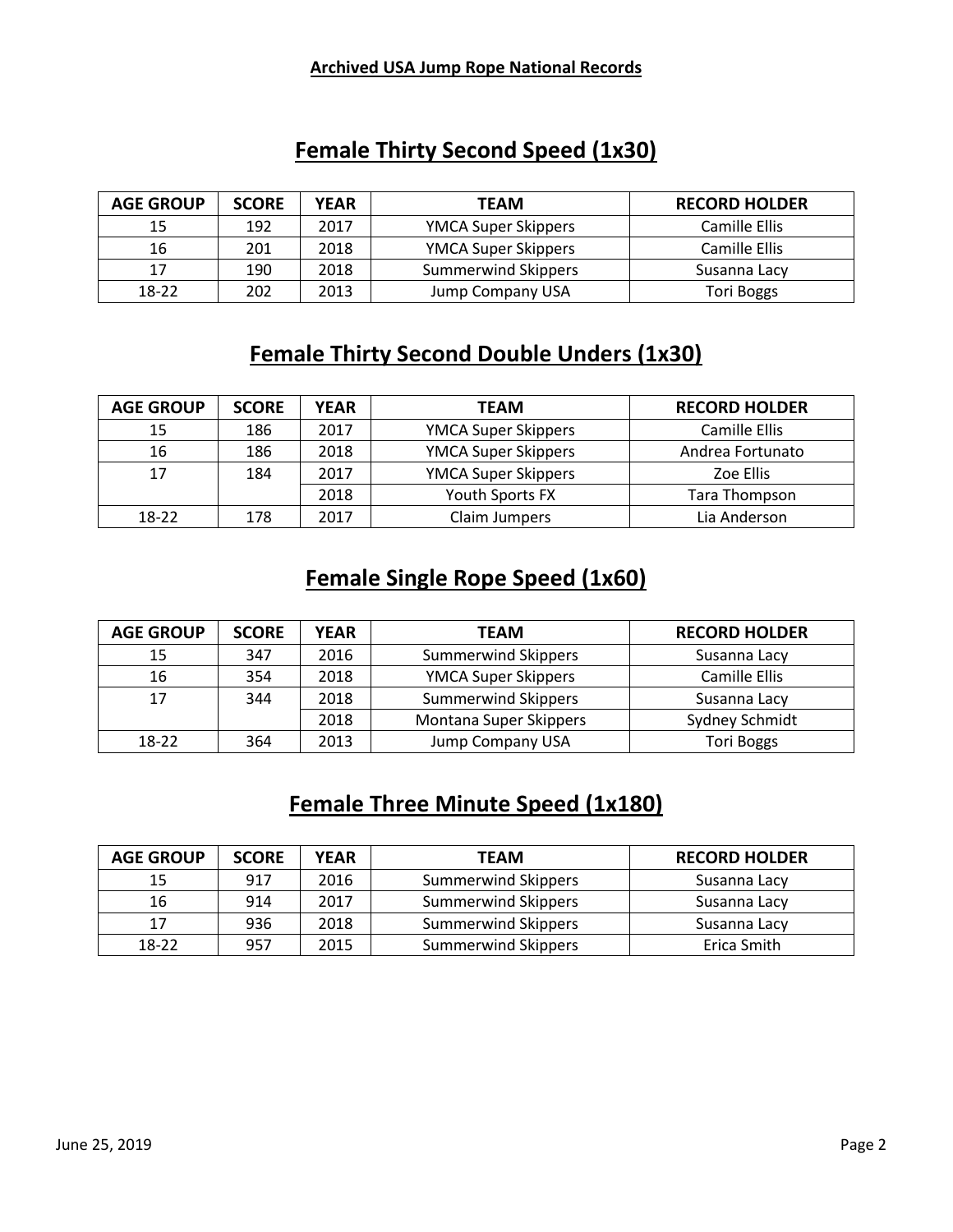**Archived USA Jump Rope National Records**

## Female Thirty Second Speed (1x30)

| AGE GROUP | SCORE | YEAR | TEAM | RECORD HOLDER |
|---|---|---|---|---|
| 15 | 192 | 2017 | YMCA Super Skippers | Camille Ellis |
| 16 | 201 | 2018 | YMCA Super Skippers | Camille Ellis |
| 17 | 190 | 2018 | Summerwind Skippers | Susanna Lacy |
| 18-22 | 202 | 2013 | Jump Company USA | Tori Boggs |

## Female Thirty Second Double Unders (1x30)

| AGE GROUP | SCORE | YEAR | TEAM | RECORD HOLDER |
|---|---|---|---|---|
| 15 | 186 | 2017 | YMCA Super Skippers | Camille Ellis |
| 16 | 186 | 2018 | YMCA Super Skippers | Andrea Fortunato |
| 17 | 184 | 2017 | YMCA Super Skippers | Zoe Ellis |
| | | 2018 | Youth Sports FX | Tara Thompson |
| 18-22 | 178 | 2017 | Claim Jumpers | Lia Anderson |

## Female Single Rope Speed (1x60)

| AGE GROUP | SCORE | YEAR | TEAM | RECORD HOLDER |
|---|---|---|---|---|
| 15 | 347 | 2016 | Summerwind Skippers | Susanna Lacy |
| 16 | 354 | 2018 | YMCA Super Skippers | Camille Ellis |
| 17 | 344 | 2018 | Summerwind Skippers | Susanna Lacy |
| | | 2018 | Montana Super Skippers | Sydney Schmidt |
| 18-22 | 364 | 2013 | Jump Company USA | Tori Boggs |

## Female Three Minute Speed (1x180)

| AGE GROUP | SCORE | YEAR | TEAM | RECORD HOLDER |
|---|---|---|---|---|
| 15 | 917 | 2016 | Summerwind Skippers | Susanna Lacy |
| 16 | 914 | 2017 | Summerwind Skippers | Susanna Lacy |
| 17 | 936 | 2018 | Summerwind Skippers | Susanna Lacy |
| 18-22 | 957 | 2015 | Summerwind Skippers | Erica Smith |

June 25, 2019